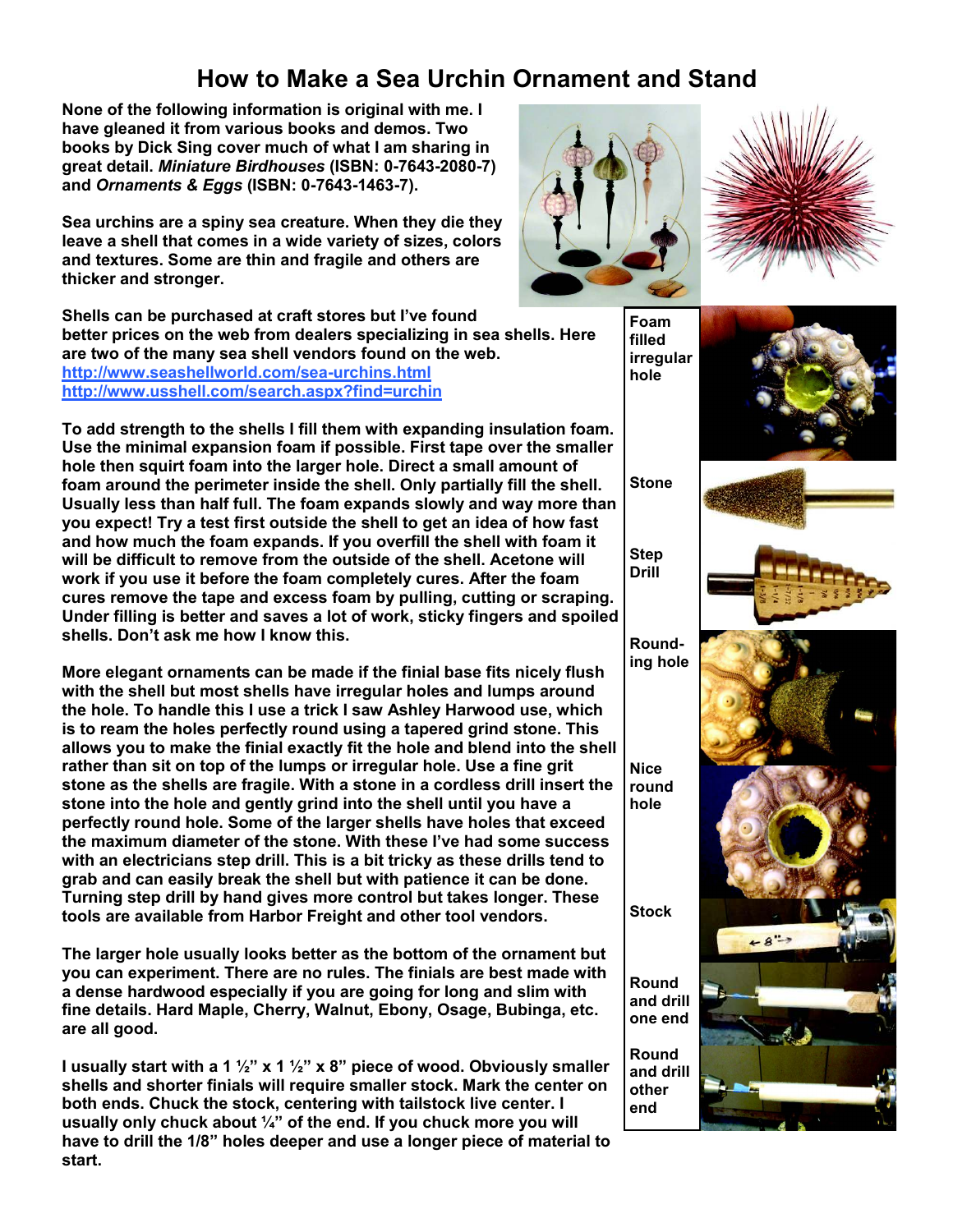# How to Make a Sea Urchin Ornament and Stand

**None of the following information is original with me. I have gleaned it from various books and demos. Two books by Dick Sing cover much of what I am sharing in great detail. *Miniature Birdhouses* (ISBN: 0-7643-2080-7) and *Ornaments & Eggs* (ISBN: 0-7643-1463-7).**

**Sea urchins are a spiny sea creature. When they die they leave a shell that comes in a wide variety of sizes, colors and textures. Some are thin and fragile and others are thicker and stronger.**

**Shells can be purchased at craft stores but I've found better prices on the web from dealers specializing in sea shells. Here are two of the many sea shell vendors found on the web.**
**http://www.seashellworld.com/sea-urchins.html**
**http://www.usshell.com/search.aspx?find=urchin**

**To add strength to the shells I fill them with expanding insulation foam. Use the minimal expansion foam if possible. First tape over the smaller hole then squirt foam into the larger hole. Direct a small amount of foam around the perimeter inside the shell. Only partially fill the shell. Usually less than half full. The foam expands slowly and way more than you expect! Try a test first outside the shell to get an idea of how fast and how much the foam expands. If you overfill the shell with foam it will be difficult to remove from the outside of the shell. Acetone will work if you use it before the foam completely cures. After the foam cures remove the tape and excess foam by pulling, cutting or scraping. Under filling is better and saves a lot of work, sticky fingers and spoiled shells. Don't ask me how I know this.**

**More elegant ornaments can be made if the finial base fits nicely flush with the shell but most shells have irregular holes and lumps around the hole. To handle this I use a trick I saw Ashley Harwood use, which is to ream the holes perfectly round using a tapered grind stone. This allows you to make the finial exactly fit the hole and blend into the shell rather than sit on top of the lumps or irregular hole. Use a fine grit stone as the shells are fragile. With a stone in a cordless drill insert the stone into the hole and gently grind into the shell until you have a perfectly round hole. Some of the larger shells have holes that exceed the maximum diameter of the stone. With these I've had some success with an electricians step drill. This is a bit tricky as these drills tend to grab and can easily break the shell but with patience it can be done. Turning step drill by hand gives more control but takes longer. These tools are available from Harbor Freight and other tool vendors.**

**The larger hole usually looks better as the bottom of the ornament but you can experiment. There are no rules. The finials are best made with a dense hardwood especially if you are going for long and slim with fine details. Hard Maple, Cherry, Walnut, Ebony, Osage, Bubinga, etc. are all good.**

**I usually start with a 1 ½" x 1 ½" x 8" piece of wood. Obviously smaller shells and shorter finials will require smaller stock. Mark the center on both ends. Chuck the stock, centering with tailstock live center. I usually only chuck about ¼" of the end. If you chuck more you will have to drill the 1/8" holes deeper and use a longer piece of material to start.**

**Foam filled irregular hole**

**Stone**

**Step Drill**

**Rounding hole**

**Nice round hole**

**Stock**

**Round and drill one end**

**Round and drill other end**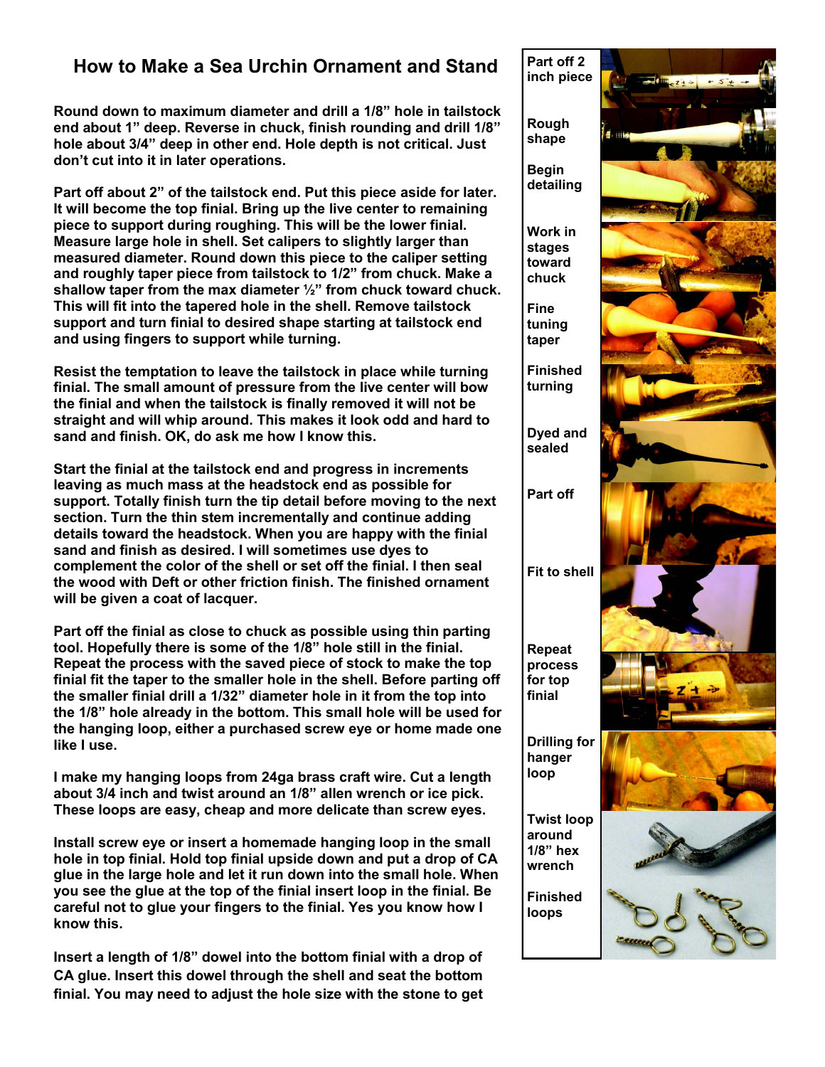## How to Make a Sea Urchin Ornament and Stand

**Round down to maximum diameter and drill a 1/8" hole in tailstock end about 1" deep. Reverse in chuck, finish rounding and drill 1/8" hole about 3/4" deep in other end. Hole depth is not critical. Just don't cut into it in later operations.**

**Part off about 2" of the tailstock end. Put this piece aside for later. It will become the top finial. Bring up the live center to remaining piece to support during roughing. This will be the lower finial. Measure large hole in shell. Set calipers to slightly larger than measured diameter. Round down this piece to the caliper setting and roughly taper piece from tailstock to 1/2" from chuck. Make a shallow taper from the max diameter ½" from chuck toward chuck. This will fit into the tapered hole in the shell. Remove tailstock support and turn finial to desired shape starting at tailstock end and using fingers to support while turning.**

**Resist the temptation to leave the tailstock in place while turning finial. The small amount of pressure from the live center will bow the finial and when the tailstock is finally removed it will not be straight and will whip around. This makes it look odd and hard to sand and finish. OK, do ask me how I know this.**

**Start the finial at the tailstock end and progress in increments leaving as much mass at the headstock end as possible for support. Totally finish turn the tip detail before moving to the next section. Turn the thin stem incrementally and continue adding details toward the headstock. When you are happy with the finial sand and finish as desired. I will sometimes use dyes to complement the color of the shell or set off the finial. I then seal the wood with Deft or other friction finish. The finished ornament will be given a coat of lacquer.**

**Part off the finial as close to chuck as possible using thin parting tool. Hopefully there is some of the 1/8" hole still in the finial. Repeat the process with the saved piece of stock to make the top finial fit the taper to the smaller hole in the shell. Before parting off the smaller finial drill a 1/32" diameter hole in it from the top into the 1/8" hole already in the bottom. This small hole will be used for the hanging loop, either a purchased screw eye or home made one like I use.**

**I make my hanging loops from 24ga brass craft wire. Cut a length about 3/4 inch and twist around an 1/8" allen wrench or ice pick. These loops are easy, cheap and more delicate than screw eyes.**

**Install screw eye or insert a homemade hanging loop in the small hole in top finial. Hold top finial upside down and put a drop of CA glue in the large hole and let it run down into the small hole. When you see the glue at the top of the finial insert loop in the finial. Be careful not to glue your fingers to the finial. Yes you know how I know this.**

**Insert a length of 1/8" dowel into the bottom finial with a drop of CA glue. Insert this dowel through the shell and seat the bottom finial. You may need to adjust the hole size with the stone to get**

**Part off 2 inch piece**

**Rough shape**

**Begin detailing**

**Work in stages toward chuck**

**Fine tuning taper**

**Finished turning**

**Dyed and sealed**

**Part off**

**Fit to shell**

**Repeat process for top finial**

**Drilling for hanger loop**

**Twist loop around 1/8" hex wrench**

**Finished loops**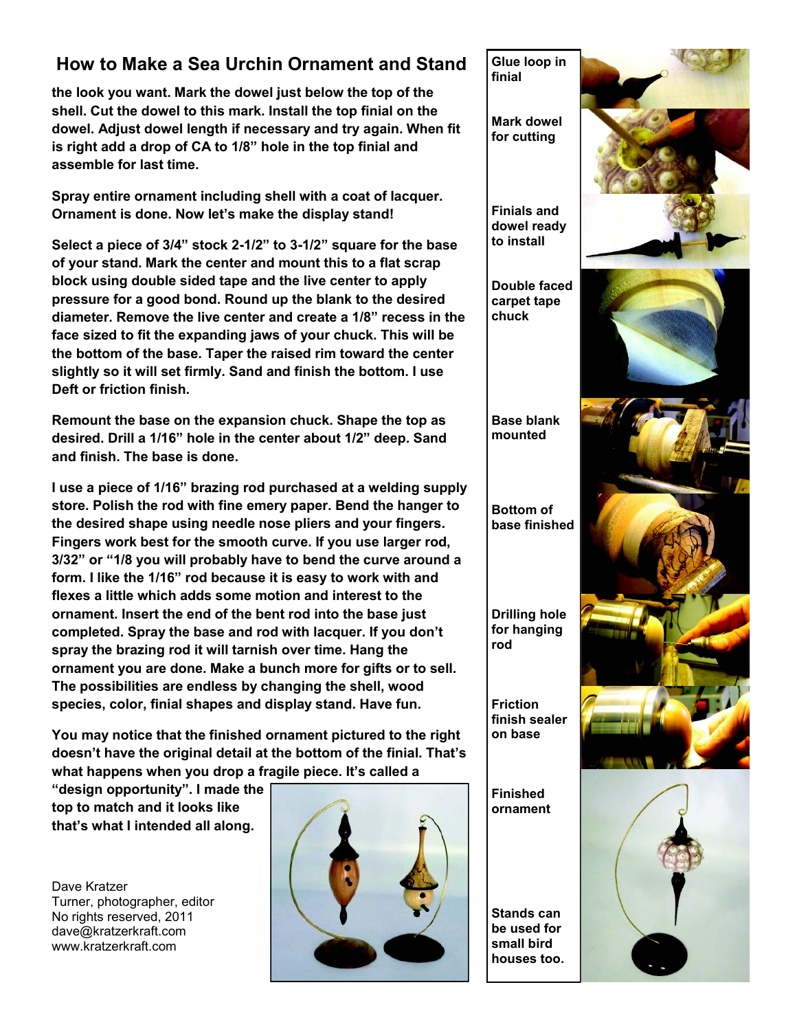## How to Make a Sea Urchin Ornament and Stand

**the look you want. Mark the dowel just below the top of the shell. Cut the dowel to this mark. Install the top finial on the dowel. Adjust dowel length if necessary and try again. When fit is right add a drop of CA to 1/8" hole in the top finial and assemble for last time.**

**Spray entire ornament including shell with a coat of lacquer. Ornament is done. Now let's make the display stand!**

**Select a piece of 3/4" stock 2-1/2" to 3-1/2" square for the base of your stand. Mark the center and mount this to a flat scrap block using double sided tape and the live center to apply pressure for a good bond. Round up the blank to the desired diameter. Remove the live center and create a 1/8" recess in the face sized to fit the expanding jaws of your chuck. This will be the bottom of the base. Taper the raised rim toward the center slightly so it will set firmly. Sand and finish the bottom. I use Deft or friction finish.**

**Remount the base on the expansion chuck. Shape the top as desired. Drill a 1/16" hole in the center about 1/2" deep. Sand and finish. The base is done.**

**I use a piece of 1/16" brazing rod purchased at a welding supply store. Polish the rod with fine emery paper. Bend the hanger to the desired shape using needle nose pliers and your fingers. Fingers work best for the smooth curve. If you use larger rod, 3/32" or "1/8 you will probably have to bend the curve around a form. I like the 1/16" rod because it is easy to work with and flexes a little which adds some motion and interest to the ornament. Insert the end of the bent rod into the base just completed. Spray the base and rod with lacquer. If you don't spray the brazing rod it will tarnish over time. Hang the ornament you are done. Make a bunch more for gifts or to sell. The possibilities are endless by changing the shell, wood species, color, finial shapes and display stand. Have fun.**

**You may notice that the finished ornament pictured to the right doesn't have the original detail at the bottom of the finial. That's what happens when you drop a fragile piece. It's called a "design opportunity". I made the top to match and it looks like that's what I intended all along.**

Dave Kratzer
Turner, photographer, editor
No rights reserved, 2011
dave@kratzerkraft.com
www.kratzerkraft.com

**Glue loop in finial**

**Mark dowel for cutting**

**Finials and dowel ready to install**

**Double faced carpet tape chuck**

**Base blank mounted**

**Bottom of base finished**

**Drilling hole for hanging rod**

**Friction finish sealer on base**

**Finished ornament**

**Stands can be used for small bird houses too.**